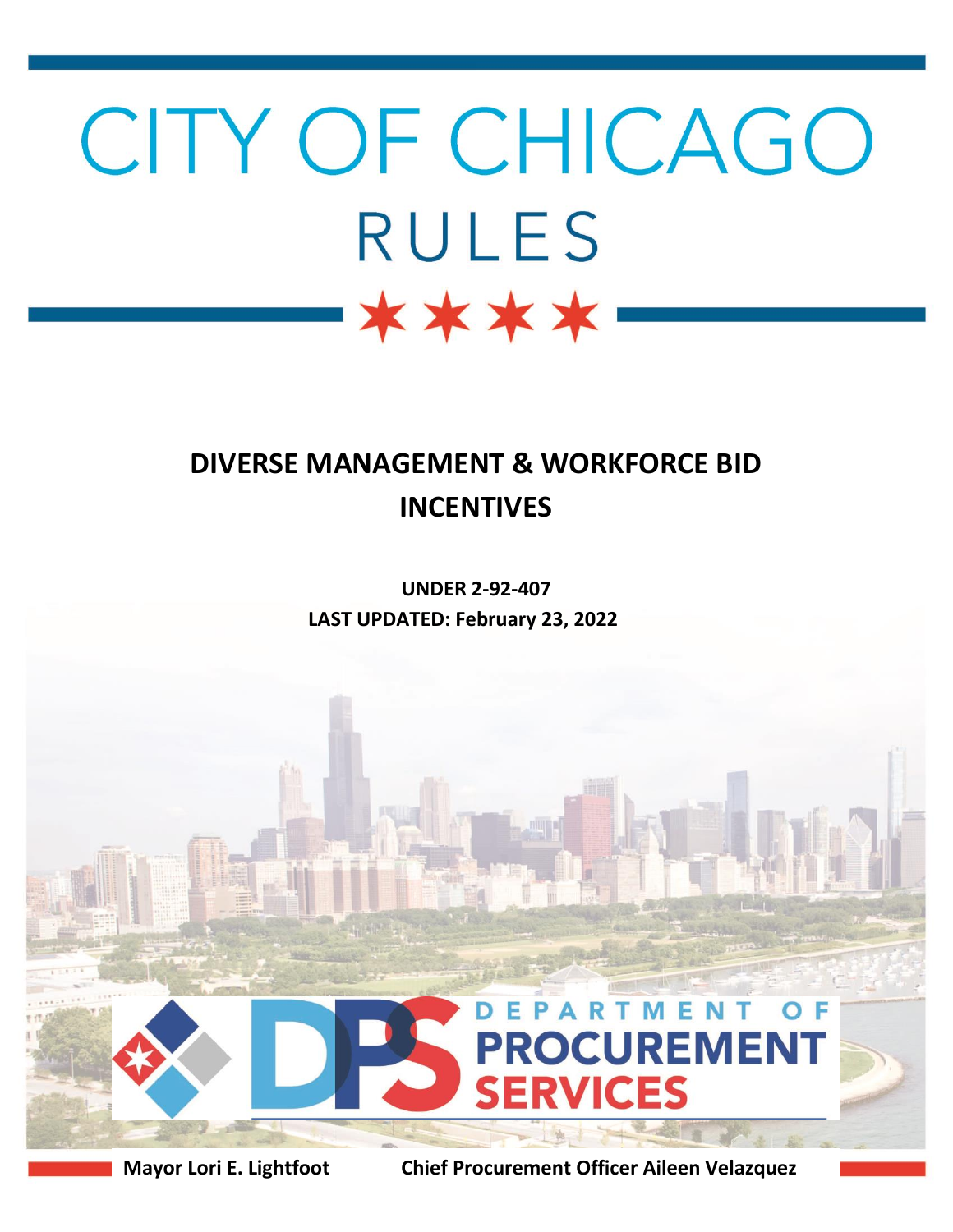# CITY OF CHICAGO

# RULES

## DIVERSE MANAGEMENT & WORKFORCE BID INCENTIVES

**UNDER 2-92-407**

**LAST UPDATED: February 23, 2022**

DEPARTMENT OF PROCUREMENT SERVICES

**Mayor Lori E. Lightfoot** **Chief Procurement Officer Aileen Velazquez**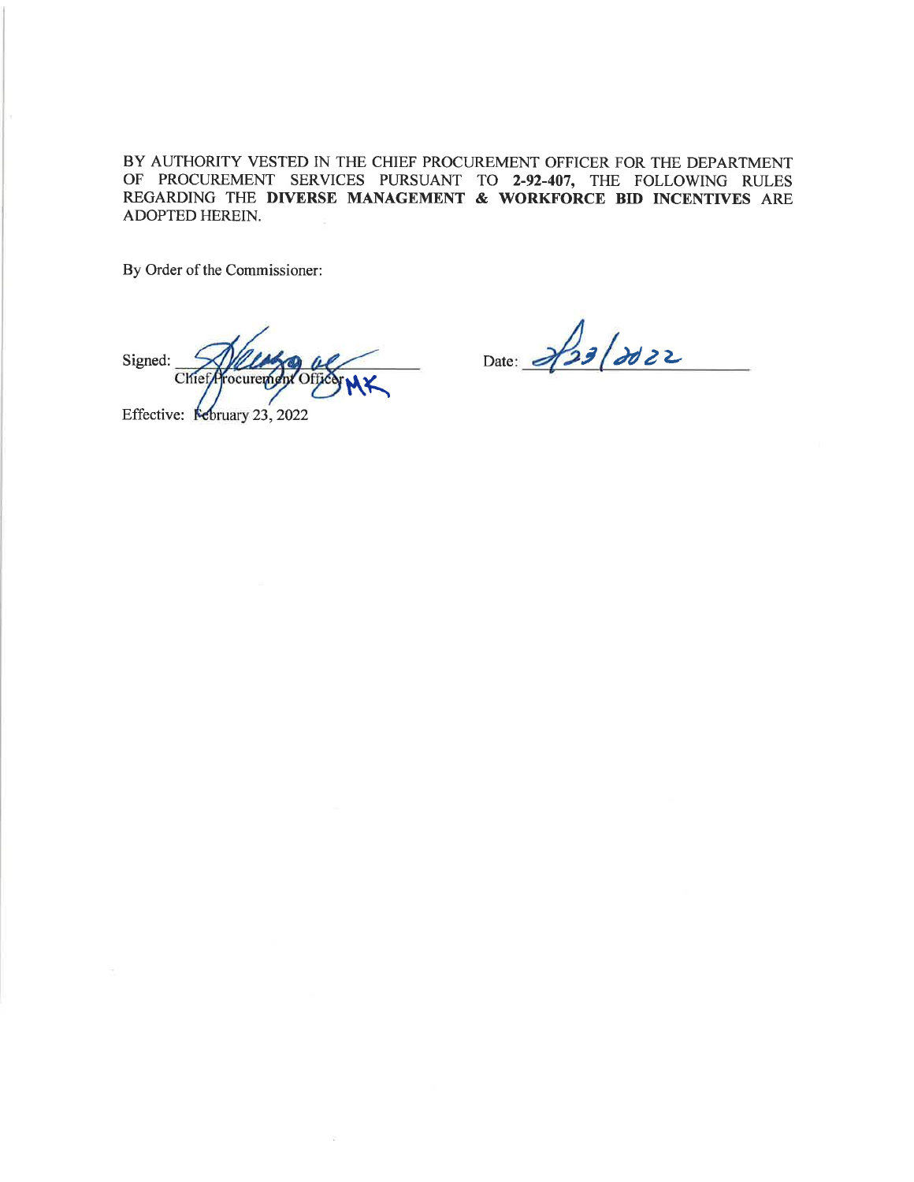BY AUTHORITY VESTED IN THE CHIEF PROCUREMENT OFFICER FOR THE DEPARTMENT OF PROCUREMENT SERVICES PURSUANT TO **2-92-407,** THE FOLLOWING RULES REGARDING THE **DIVERSE MANAGEMENT & WORKFORCE BID INCENTIVES** ARE ADOPTED HEREIN.

By Order of the Commissioner:

Signed: ______________________ Date: 2/23/2022
Chief Procurement Officer

Effective: February 23, 2022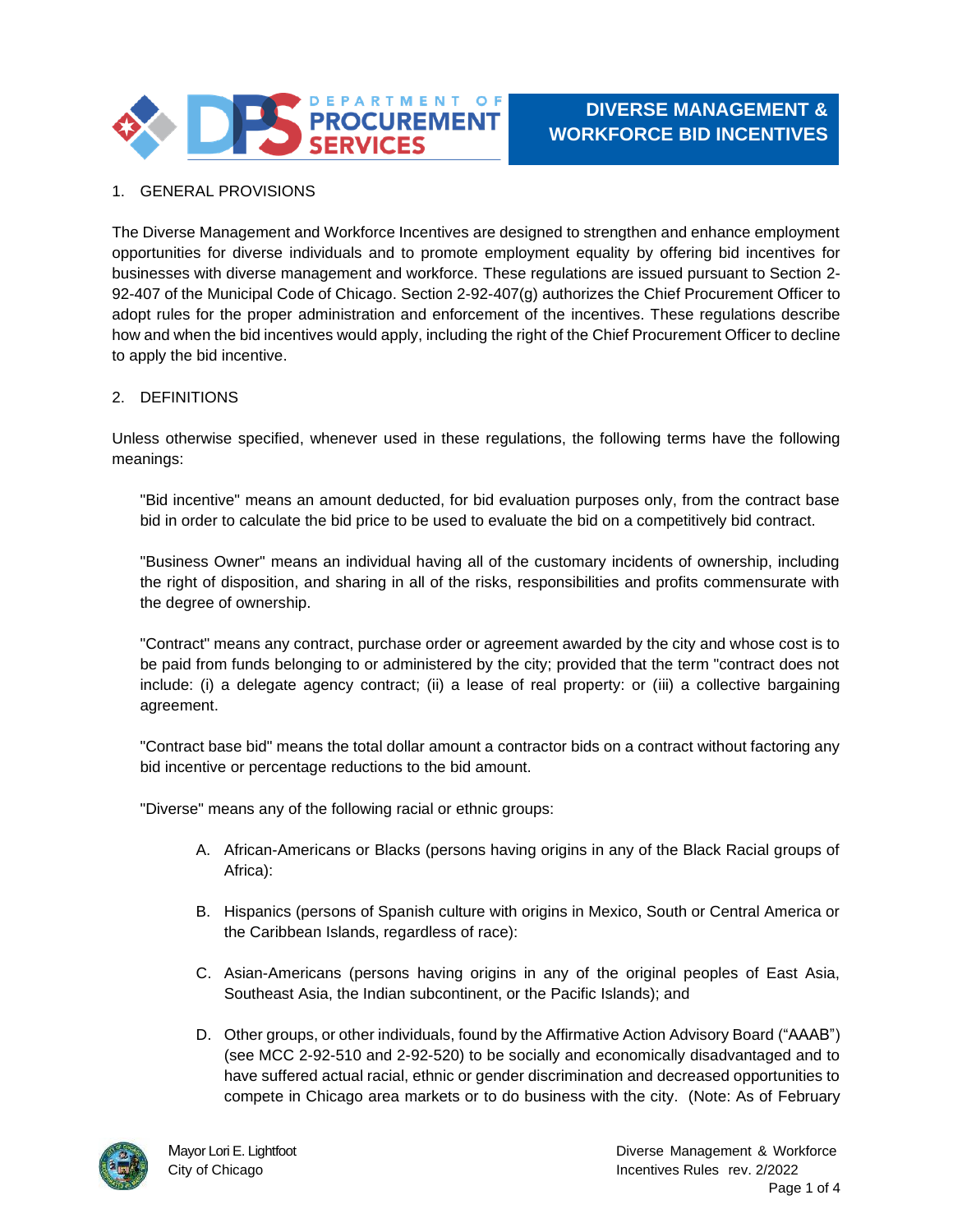# DIVERSE MANAGEMENT & WORKFORCE BID INCENTIVES

1. GENERAL PROVISIONS

The Diverse Management and Workforce Incentives are designed to strengthen and enhance employment opportunities for diverse individuals and to promote employment equality by offering bid incentives for businesses with diverse management and workforce. These regulations are issued pursuant to Section 2-92-407 of the Municipal Code of Chicago. Section 2-92-407(g) authorizes the Chief Procurement Officer to adopt rules for the proper administration and enforcement of the incentives. These regulations describe how and when the bid incentives would apply, including the right of the Chief Procurement Officer to decline to apply the bid incentive.

2. DEFINITIONS

Unless otherwise specified, whenever used in these regulations, the following terms have the following meanings:

"Bid incentive" means an amount deducted, for bid evaluation purposes only, from the contract base bid in order to calculate the bid price to be used to evaluate the bid on a competitively bid contract.

"Business Owner" means an individual having all of the customary incidents of ownership, including the right of disposition, and sharing in all of the risks, responsibilities and profits commensurate with the degree of ownership.

"Contract" means any contract, purchase order or agreement awarded by the city and whose cost is to be paid from funds belonging to or administered by the city; provided that the term "contract does not include: (i) a delegate agency contract; (ii) a lease of real property: or (iii) a collective bargaining agreement.

"Contract base bid" means the total dollar amount a contractor bids on a contract without factoring any bid incentive or percentage reductions to the bid amount.

"Diverse" means any of the following racial or ethnic groups:

A. African-Americans or Blacks (persons having origins in any of the Black Racial groups of Africa):

B. Hispanics (persons of Spanish culture with origins in Mexico, South or Central America or the Caribbean Islands, regardless of race):

C. Asian-Americans (persons having origins in any of the original peoples of East Asia, Southeast Asia, the Indian subcontinent, or the Pacific Islands); and

D. Other groups, or other individuals, found by the Affirmative Action Advisory Board ("AAAB") (see MCC 2-92-510 and 2-92-520) to be socially and economically disadvantaged and to have suffered actual racial, ethnic or gender discrimination and decreased opportunities to compete in Chicago area markets or to do business with the city. (Note: As of February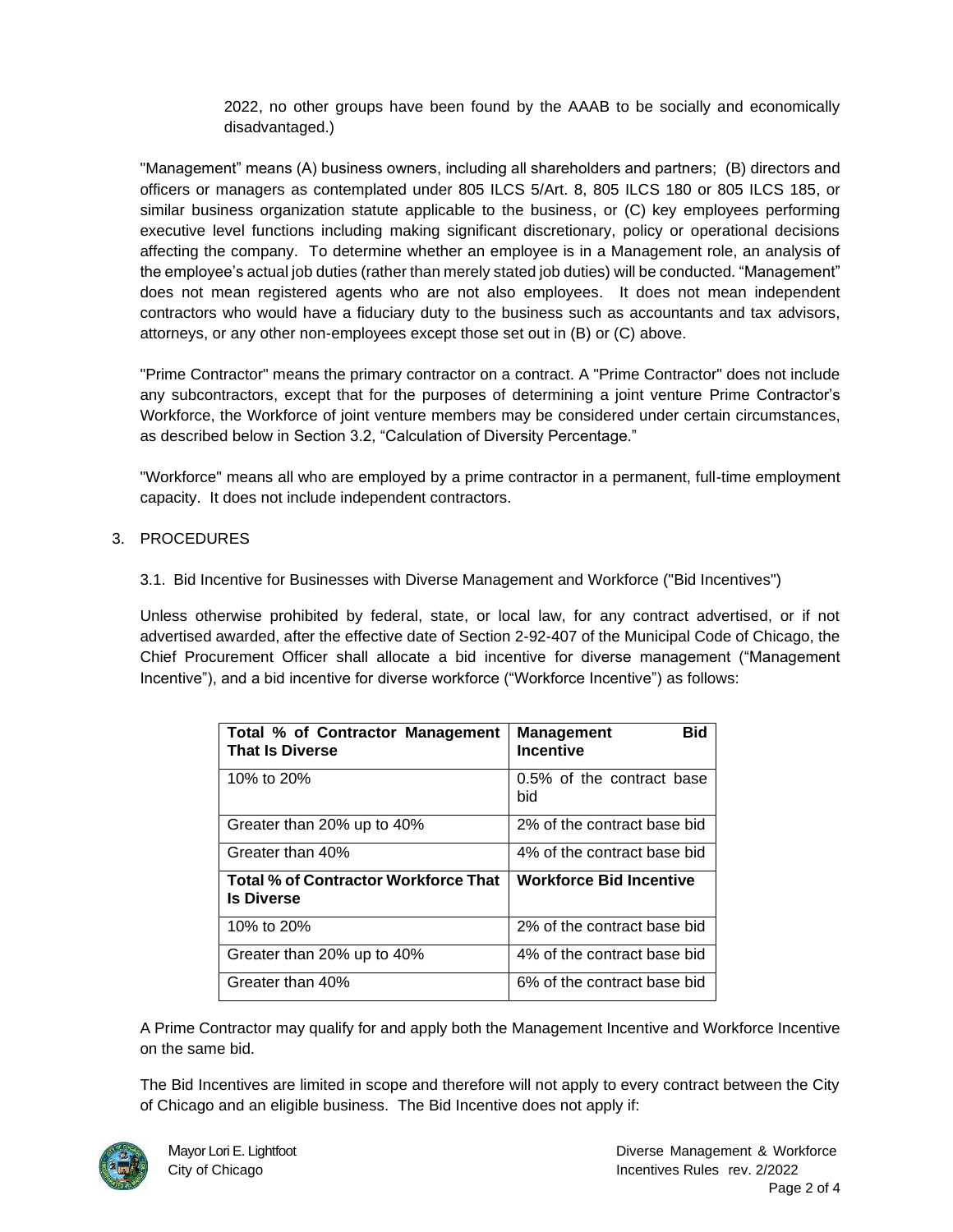2022, no other groups have been found by the AAAB to be socially and economically disadvantaged.)

"Management" means (A) business owners, including all shareholders and partners; (B) directors and officers or managers as contemplated under 805 ILCS 5/Art. 8, 805 ILCS 180 or 805 ILCS 185, or similar business organization statute applicable to the business, or (C) key employees performing executive level functions including making significant discretionary, policy or operational decisions affecting the company. To determine whether an employee is in a Management role, an analysis of the employee's actual job duties (rather than merely stated job duties) will be conducted. "Management" does not mean registered agents who are not also employees. It does not mean independent contractors who would have a fiduciary duty to the business such as accountants and tax advisors, attorneys, or any other non-employees except those set out in (B) or (C) above.

"Prime Contractor" means the primary contractor on a contract. A "Prime Contractor" does not include any subcontractors, except that for the purposes of determining a joint venture Prime Contractor's Workforce, the Workforce of joint venture members may be considered under certain circumstances, as described below in Section 3.2, "Calculation of Diversity Percentage."

"Workforce" means all who are employed by a prime contractor in a permanent, full-time employment capacity. It does not include independent contractors.

3. PROCEDURES

3.1. Bid Incentive for Businesses with Diverse Management and Workforce ("Bid Incentives")

Unless otherwise prohibited by federal, state, or local law, for any contract advertised, or if not advertised awarded, after the effective date of Section 2-92-407 of the Municipal Code of Chicago, the Chief Procurement Officer shall allocate a bid incentive for diverse management ("Management Incentive"), and a bid incentive for diverse workforce ("Workforce Incentive") as follows:

| **Total % of Contractor Management That Is Diverse** | **Management Bid Incentive** |
|---|---|
| 10% to 20% | 0.5% of the contract base bid |
| Greater than 20% up to 40% | 2% of the contract base bid |
| Greater than 40% | 4% of the contract base bid |
| **Total % of Contractor Workforce That Is Diverse** | **Workforce Bid Incentive** |
| 10% to 20% | 2% of the contract base bid |
| Greater than 20% up to 40% | 4% of the contract base bid |
| Greater than 40% | 6% of the contract base bid |

A Prime Contractor may qualify for and apply both the Management Incentive and Workforce Incentive on the same bid.

The Bid Incentives are limited in scope and therefore will not apply to every contract between the City of Chicago and an eligible business. The Bid Incentive does not apply if: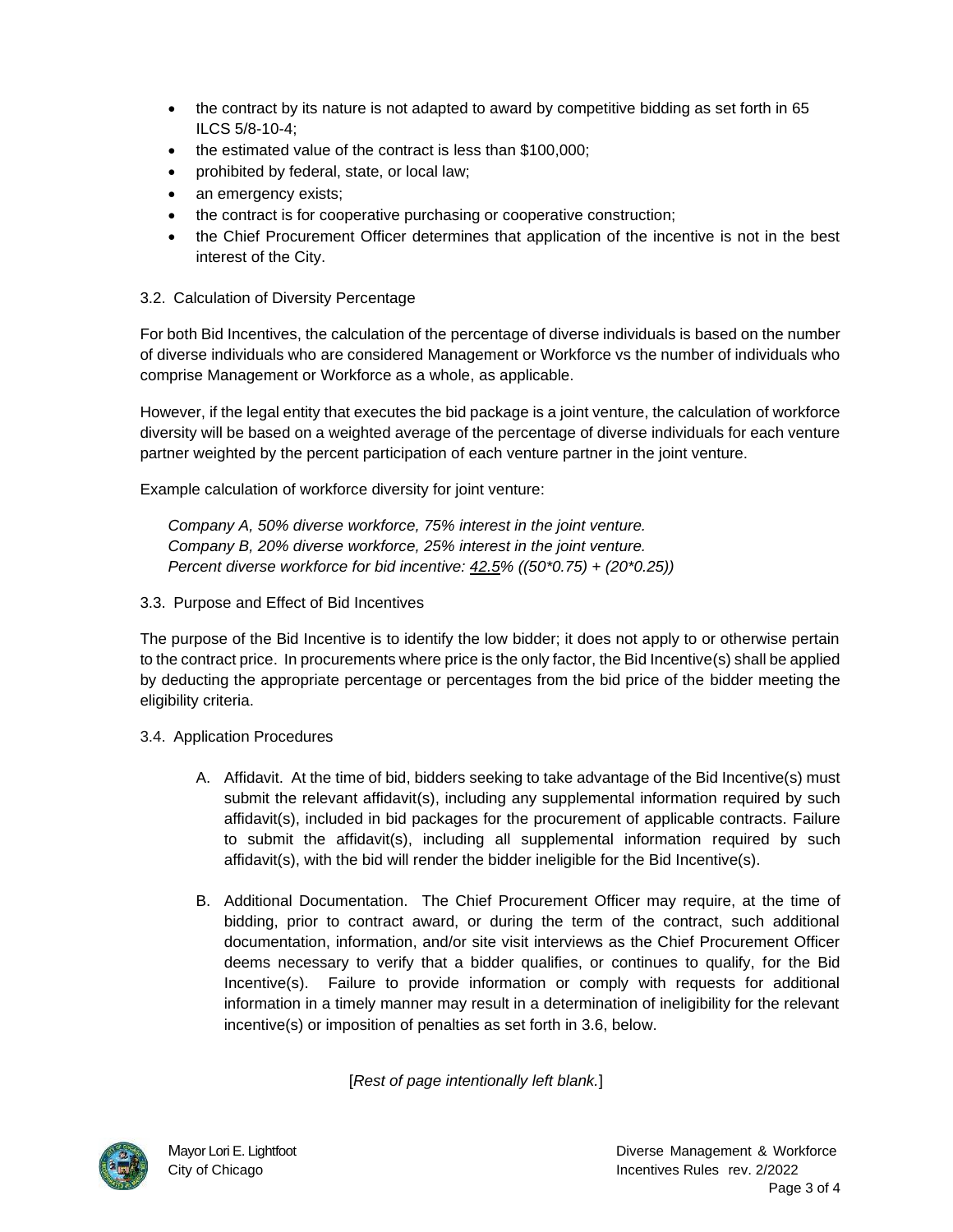- the contract by its nature is not adapted to award by competitive bidding as set forth in 65 ILCS 5/8-10-4;
- the estimated value of the contract is less than $100,000;
- prohibited by federal, state, or local law;
- an emergency exists;
- the contract is for cooperative purchasing or cooperative construction;
- the Chief Procurement Officer determines that application of the incentive is not in the best interest of the City.

### 3.2. Calculation of Diversity Percentage

For both Bid Incentives, the calculation of the percentage of diverse individuals is based on the number of diverse individuals who are considered Management or Workforce vs the number of individuals who comprise Management or Workforce as a whole, as applicable.

However, if the legal entity that executes the bid package is a joint venture, the calculation of workforce diversity will be based on a weighted average of the percentage of diverse individuals for each venture partner weighted by the percent participation of each venture partner in the joint venture.

Example calculation of workforce diversity for joint venture:

> *Company A, 50% diverse workforce, 75% interest in the joint venture.*
> *Company B, 20% diverse workforce, 25% interest in the joint venture.*
> *Percent diverse workforce for bid incentive: <u>42.5</u>% ((50*0.75) + (20*0.25))*

### 3.3. Purpose and Effect of Bid Incentives

The purpose of the Bid Incentive is to identify the low bidder; it does not apply to or otherwise pertain to the contract price. In procurements where price is the only factor, the Bid Incentive(s) shall be applied by deducting the appropriate percentage or percentages from the bid price of the bidder meeting the eligibility criteria.

### 3.4. Application Procedures

A. Affidavit. At the time of bid, bidders seeking to take advantage of the Bid Incentive(s) must submit the relevant affidavit(s), including any supplemental information required by such affidavit(s), included in bid packages for the procurement of applicable contracts. Failure to submit the affidavit(s), including all supplemental information required by such affidavit(s), with the bid will render the bidder ineligible for the Bid Incentive(s).

B. Additional Documentation. The Chief Procurement Officer may require, at the time of bidding, prior to contract award, or during the term of the contract, such additional documentation, information, and/or site visit interviews as the Chief Procurement Officer deems necessary to verify that a bidder qualifies, or continues to qualify, for the Bid Incentive(s). Failure to provide information or comply with requests for additional information in a timely manner may result in a determination of ineligibility for the relevant incentive(s) or imposition of penalties as set forth in 3.6, below.

[*Rest of page intentionally left blank.*]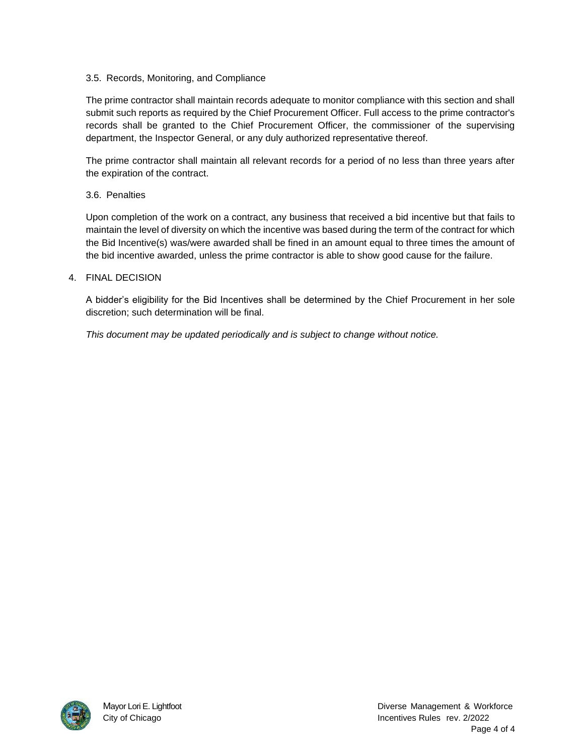### 3.5. Records, Monitoring, and Compliance

The prime contractor shall maintain records adequate to monitor compliance with this section and shall submit such reports as required by the Chief Procurement Officer. Full access to the prime contractor's records shall be granted to the Chief Procurement Officer, the commissioner of the supervising department, the Inspector General, or any duly authorized representative thereof.

The prime contractor shall maintain all relevant records for a period of no less than three years after the expiration of the contract.

### 3.6. Penalties

Upon completion of the work on a contract, any business that received a bid incentive but that fails to maintain the level of diversity on which the incentive was based during the term of the contract for which the Bid Incentive(s) was/were awarded shall be fined in an amount equal to three times the amount of the bid incentive awarded, unless the prime contractor is able to show good cause for the failure.

## 4. FINAL DECISION

A bidder's eligibility for the Bid Incentives shall be determined by the Chief Procurement in her sole discretion; such determination will be final.

*This document may be updated periodically and is subject to change without notice.*